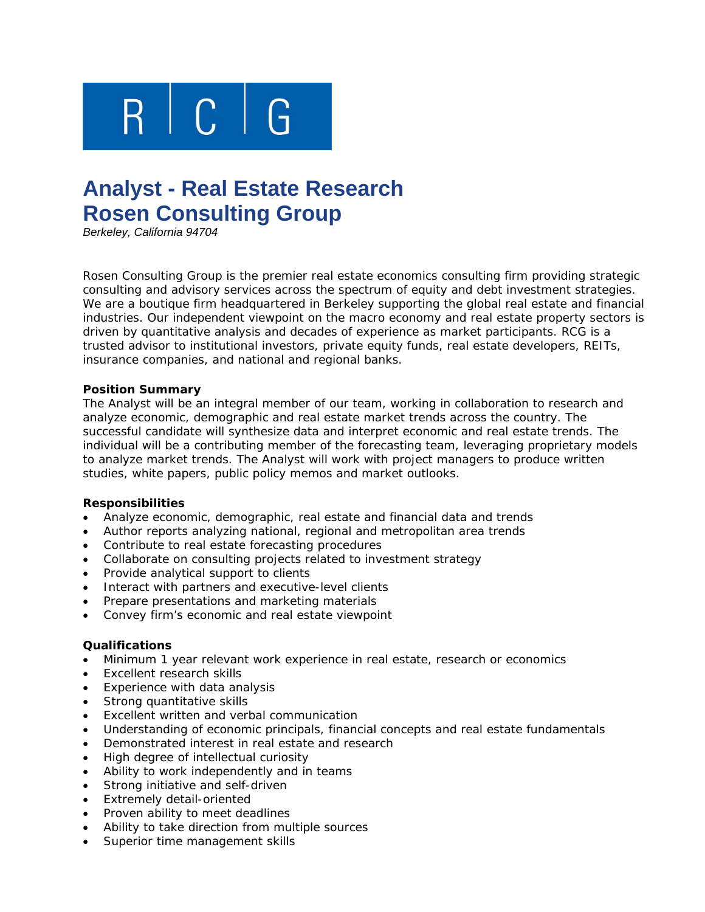R | C | G

# Analyst - Real Estate Research
# Rosen Consulting Group

*Berkeley, California 94704*

Rosen Consulting Group is the premier real estate economics consulting firm providing strategic consulting and advisory services across the spectrum of equity and debt investment strategies. We are a boutique firm headquartered in Berkeley supporting the global real estate and financial industries. Our independent viewpoint on the macro economy and real estate property sectors is driven by quantitative analysis and decades of experience as market participants. RCG is a trusted advisor to institutional investors, private equity funds, real estate developers, REITs, insurance companies, and national and regional banks.

**Position Summary**

The Analyst will be an integral member of our team, working in collaboration to research and analyze economic, demographic and real estate market trends across the country. The successful candidate will synthesize data and interpret economic and real estate trends. The individual will be a contributing member of the forecasting team, leveraging proprietary models to analyze market trends. The Analyst will work with project managers to produce written studies, white papers, public policy memos and market outlooks.

**Responsibilities**

- Analyze economic, demographic, real estate and financial data and trends
- Author reports analyzing national, regional and metropolitan area trends
- Contribute to real estate forecasting procedures
- Collaborate on consulting projects related to investment strategy
- Provide analytical support to clients
- Interact with partners and executive-level clients
- Prepare presentations and marketing materials
- Convey firm's economic and real estate viewpoint

**Qualifications**

- Minimum 1 year relevant work experience in real estate, research or economics
- Excellent research skills
- Experience with data analysis
- Strong quantitative skills
- Excellent written and verbal communication
- Understanding of economic principals, financial concepts and real estate fundamentals
- Demonstrated interest in real estate and research
- High degree of intellectual curiosity
- Ability to work independently and in teams
- Strong initiative and self-driven
- Extremely detail-oriented
- Proven ability to meet deadlines
- Ability to take direction from multiple sources
- Superior time management skills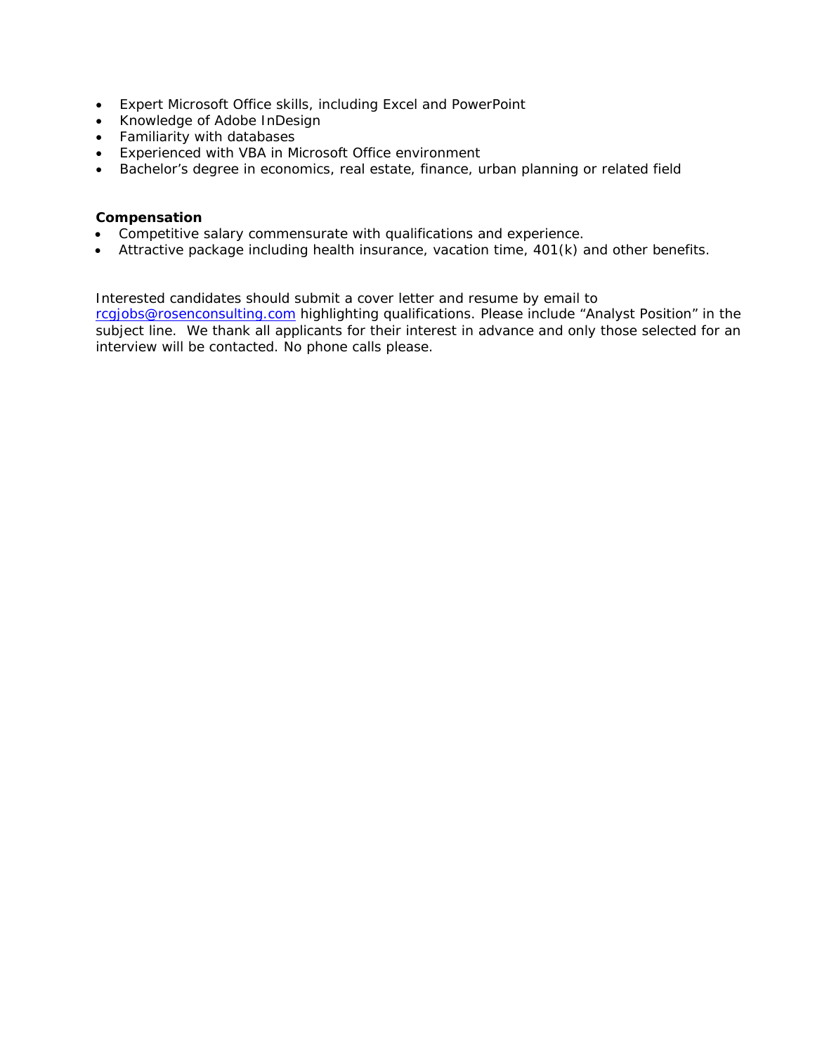- Expert Microsoft Office skills, including Excel and PowerPoint
- Knowledge of Adobe InDesign
- Familiarity with databases
- Experienced with VBA in Microsoft Office environment
- Bachelor's degree in economics, real estate, finance, urban planning or related field

**Compensation**

- Competitive salary commensurate with qualifications and experience.
- Attractive package including health insurance, vacation time, 401(k) and other benefits.

Interested candidates should submit a cover letter and resume by email to rcgjobs@rosenconsulting.com highlighting qualifications. Please include "Analyst Position" in the subject line. We thank all applicants for their interest in advance and only those selected for an interview will be contacted. No phone calls please.